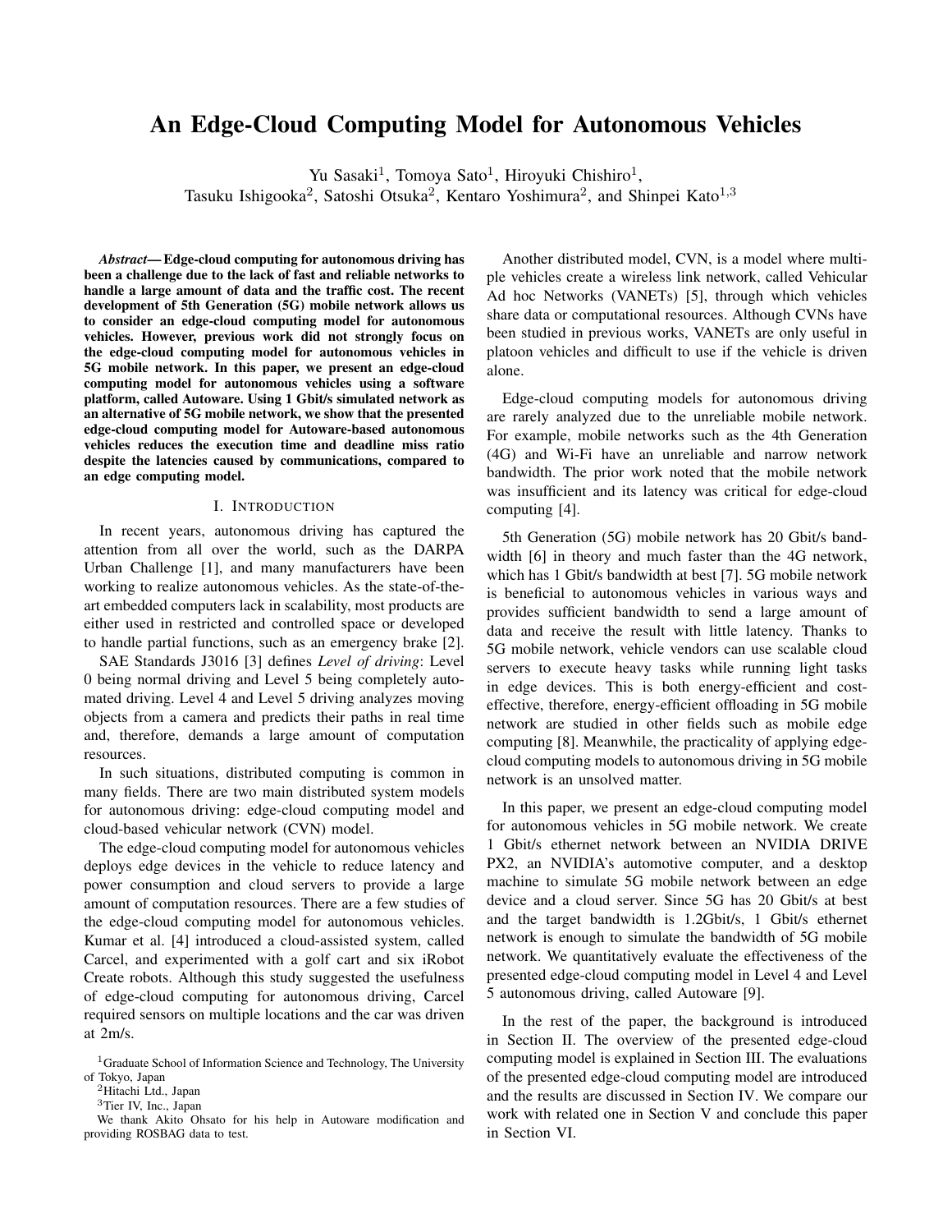# An Edge-Cloud Computing Model for Autonomous Vehicles

Yu Sasaki[1], Tomoya Sato[1], Hiroyuki Chishiro[1],
Tasuku Ishigooka[2], Satoshi Otsuka[2], Kentaro Yoshimura[2], and Shinpei Kato[1,3]

***Abstract*— Edge-cloud computing for autonomous driving has been a challenge due to the lack of fast and reliable networks to handle a large amount of data and the traffic cost. The recent development of 5th Generation (5G) mobile network allows us to consider an edge-cloud computing model for autonomous vehicles. However, previous work did not strongly focus on the edge-cloud computing model for autonomous vehicles in 5G mobile network. In this paper, we present an edge-cloud computing model for autonomous vehicles using a software platform, called Autoware. Using 1 Gbit/s simulated network as an alternative of 5G mobile network, we show that the presented edge-cloud computing model for Autoware-based autonomous vehicles reduces the execution time and deadline miss ratio despite the latencies caused by communications, compared to an edge computing model.**

## I. Introduction

In recent years, autonomous driving has captured the attention from all over the world, such as the DARPA Urban Challenge [1], and many manufacturers have been working to realize autonomous vehicles. As the state-of-the-art embedded computers lack in scalability, most products are either used in restricted and controlled space or developed to handle partial functions, such as an emergency brake [2].

SAE Standards J3016 [3] defines *Level of driving*: Level 0 being normal driving and Level 5 being completely automated driving. Level 4 and Level 5 driving analyzes moving objects from a camera and predicts their paths in real time and, therefore, demands a large amount of computation resources.

In such situations, distributed computing is common in many fields. There are two main distributed system models for autonomous driving: edge-cloud computing model and cloud-based vehicular network (CVN) model.

The edge-cloud computing model for autonomous vehicles deploys edge devices in the vehicle to reduce latency and power consumption and cloud servers to provide a large amount of computation resources. There are a few studies of the edge-cloud computing model for autonomous vehicles. Kumar et al. [4] introduced a cloud-assisted system, called Carcel, and experimented with a golf cart and six iRobot Create robots. Although this study suggested the usefulness of edge-cloud computing for autonomous driving, Carcel required sensors on multiple locations and the car was driven at 2m/s.

Another distributed model, CVN, is a model where multiple vehicles create a wireless link network, called Vehicular Ad hoc Networks (VANETs) [5], through which vehicles share data or computational resources. Although CVNs have been studied in previous works, VANETs are only useful in platoon vehicles and difficult to use if the vehicle is driven alone.

Edge-cloud computing models for autonomous driving are rarely analyzed due to the unreliable mobile network. For example, mobile networks such as the 4th Generation (4G) and Wi-Fi have an unreliable and narrow network bandwidth. The prior work noted that the mobile network was insufficient and its latency was critical for edge-cloud computing [4].

5th Generation (5G) mobile network has 20 Gbit/s bandwidth [6] in theory and much faster than the 4G network, which has 1 Gbit/s bandwidth at best [7]. 5G mobile network is beneficial to autonomous vehicles in various ways and provides sufficient bandwidth to send a large amount of data and receive the result with little latency. Thanks to 5G mobile network, vehicle vendors can use scalable cloud servers to execute heavy tasks while running light tasks in edge devices. This is both energy-efficient and cost-effective, therefore, energy-efficient offloading in 5G mobile network are studied in other fields such as mobile edge computing [8]. Meanwhile, the practicality of applying edge-cloud computing models to autonomous driving in 5G mobile network is an unsolved matter.

In this paper, we present an edge-cloud computing model for autonomous vehicles in 5G mobile network. We create 1 Gbit/s ethernet network between an NVIDIA DRIVE PX2, an NVIDIA's automotive computer, and a desktop machine to simulate 5G mobile network between an edge device and a cloud server. Since 5G has 20 Gbit/s at best and the target bandwidth is 1.2Gbit/s, 1 Gbit/s ethernet network is enough to simulate the bandwidth of 5G mobile network. We quantitatively evaluate the effectiveness of the presented edge-cloud computing model in Level 4 and Level 5 autonomous driving, called Autoware [9].

In the rest of the paper, the background is introduced in Section II. The overview of the presented edge-cloud computing model is explained in Section III. The evaluations of the presented edge-cloud computing model are introduced and the results are discussed in Section IV. We compare our work with related one in Section V and conclude this paper in Section VI.

[1]Graduate School of Information Science and Technology, The University of Tokyo, Japan

[2]Hitachi Ltd., Japan

[3]Tier IV, Inc., Japan

We thank Akito Ohsato for his help in Autoware modification and providing ROSBAG data to test.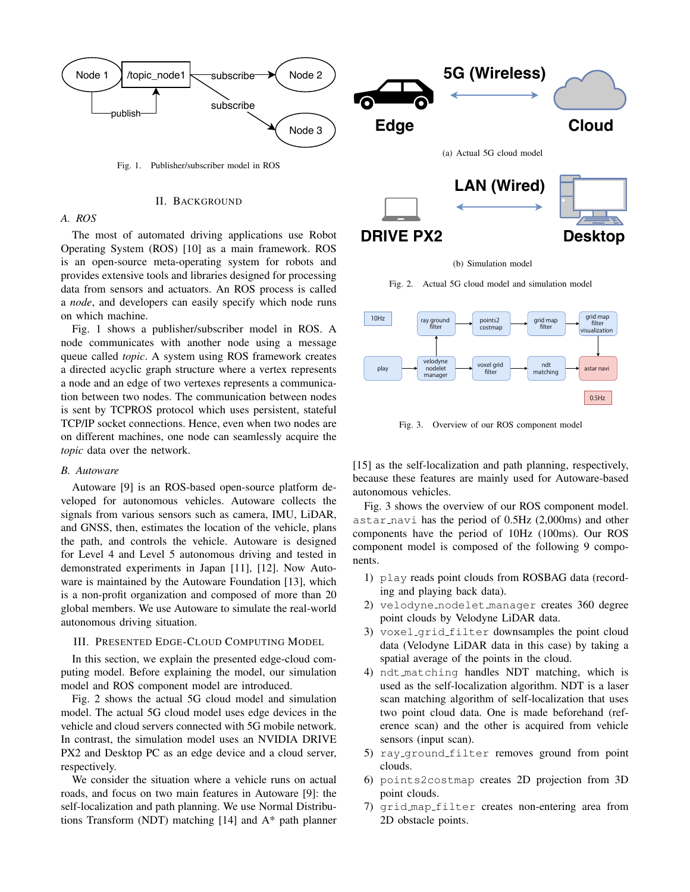Fig. 1. Publisher/subscriber model in ROS

## II. Background

### A. ROS

The most of automated driving applications use Robot Operating System (ROS) [10] as a main framework. ROS is an open-source meta-operating system for robots and provides extensive tools and libraries designed for processing data from sensors and actuators. An ROS process is called a *node*, and developers can easily specify which node runs on which machine.

Fig. 1 shows a publisher/subscriber model in ROS. A node communicates with another node using a message queue called *topic*. A system using ROS framework creates a directed acyclic graph structure where a vertex represents a node and an edge of two vertexes represents a communication between two nodes. The communication between nodes is sent by TCPROS protocol which uses persistent, stateful TCP/IP socket connections. Hence, even when two nodes are on different machines, one node can seamlessly acquire the *topic* data over the network.

### B. Autoware

Autoware [9] is an ROS-based open-source platform developed for autonomous vehicles. Autoware collects the signals from various sensors such as camera, IMU, LiDAR, and GNSS, then, estimates the location of the vehicle, plans the path, and controls the vehicle. Autoware is designed for Level 4 and Level 5 autonomous driving and tested in demonstrated experiments in Japan [11], [12]. Now Autoware is maintained by the Autoware Foundation [13], which is a non-profit organization and composed of more than 20 global members. We use Autoware to simulate the real-world autonomous driving situation.

## III. Presented Edge-Cloud Computing Model

In this section, we explain the presented edge-cloud computing model. Before explaining the model, our simulation model and ROS component model are introduced.

Fig. 2 shows the actual 5G cloud model and simulation model. The actual 5G cloud model uses edge devices in the vehicle and cloud servers connected with 5G mobile network. In contrast, the simulation model uses an NVIDIA DRIVE PX2 and Desktop PC as an edge device and a cloud server, respectively.

We consider the situation where a vehicle runs on actual roads, and focus on two main features in Autoware [9]: the self-localization and path planning. We use Normal Distributions Transform (NDT) matching [14] and A* path planner [15] as the self-localization and path planning, respectively, because these features are mainly used for Autoware-based autonomous vehicles.

(a) Actual 5G cloud model

(b) Simulation model

Fig. 2. Actual 5G cloud model and simulation model

Fig. 3. Overview of our ROS component model

Fig. 3 shows the overview of our ROS component model. `astar_navi` has the period of 0.5Hz (2,000ms) and other components have the period of 10Hz (100ms). Our ROS component model is composed of the following 9 components.

1) `play` reads point clouds from ROSBAG data (recording and playing back data).
2) `velodyne_nodelet_manager` creates 360 degree point clouds by Velodyne LiDAR data.
3) `voxel_grid_filter` downsamples the point cloud data (Velodyne LiDAR data in this case) by taking a spatial average of the points in the cloud.
4) `ndt_matching` handles NDT matching, which is used as the self-localization algorithm. NDT is a laser scan matching algorithm of self-localization that uses two point cloud data. One is made beforehand (reference scan) and the other is acquired from vehicle sensors (input scan).
5) `ray_ground_filter` removes ground from point clouds.
6) `points2costmap` creates 2D projection from 3D point clouds.
7) `grid_map_filter` creates non-entering area from 2D obstacle points.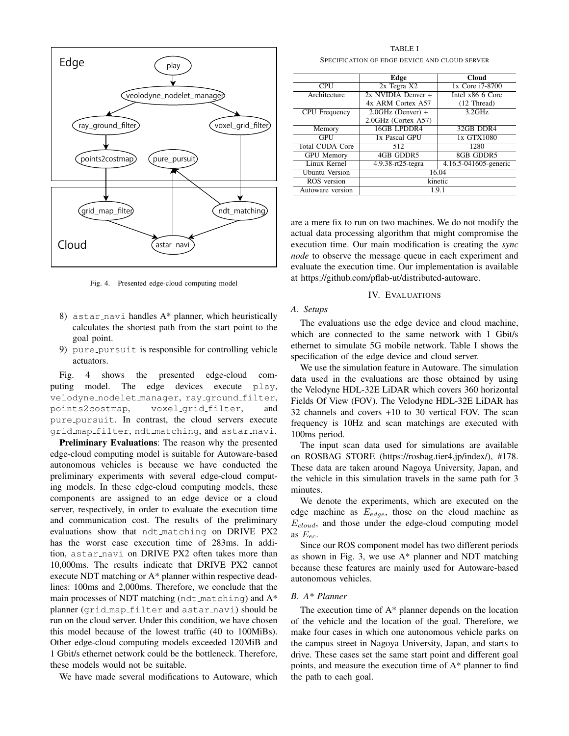Fig. 4. Presented edge-cloud computing model

8) astar_navi handles A* planner, which heuristically calculates the shortest path from the start point to the goal point.
9) pure_pursuit is responsible for controlling vehicle actuators.

Fig. 4 shows the presented edge-cloud computing model. The edge devices execute play, velodyne_nodelet_manager, ray_ground_filter, points2costmap, voxel_grid_filter, and pure_pursuit. In contrast, the cloud servers execute grid_map_filter, ndt_matching, and astar_navi.

**Preliminary Evaluations**: The reason why the presented edge-cloud computing model is suitable for Autoware-based autonomous vehicles is because we have conducted the preliminary experiments with several edge-cloud computing models. In these edge-cloud computing models, these components are assigned to an edge device or a cloud server, respectively, in order to evaluate the execution time and communication cost. The results of the preliminary evaluations show that ndt_matching on DRIVE PX2 has the worst case execution time of 283ms. In addition, astar_navi on DRIVE PX2 often takes more than 10,000ms. The results indicate that DRIVE PX2 cannot execute NDT matching or A* planner within respective deadlines: 100ms and 2,000ms. Therefore, we conclude that the main processes of NDT matching (ndt_matching) and A* planner (grid_map_filter and astar_navi) should be run on the cloud server. Under this condition, we have chosen this model because of the lowest traffic (40 to 100MiBs). Other edge-cloud computing models exceeded 120MiB and 1 Gbit/s ethernet network could be the bottleneck. Therefore, these models would not be suitable.

We have made several modifications to Autoware, which are a mere fix to run on two machines. We do not modify the actual data processing algorithm that might compromise the execution time. Our main modification is creating the *sync node* to observe the message queue in each experiment and evaluate the execution time. Our implementation is available at https://github.com/pflab-ut/distributed-autoware.

TABLE I

SPECIFICATION OF EDGE DEVICE AND CLOUD SERVER

| | Edge | Cloud |
|---|---|---|
| CPU | 2x Tegra X2 | 1x Core i7-8700 |
| Architecture | 2x NVIDIA Denver + 4x ARM Cortex A57 | Intel x86 6 Core (12 Thread) |
| CPU Frequency | 2.0GHz (Denver) + 2.0GHz (Cortex A57) | 3.2GHz |
| Memory | 16GB LPDDR4 | 32GB DDR4 |
| GPU | 1x Pascal GPU | 1x GTX1080 |
| Total CUDA Core | 512 | 1280 |
| GPU Memory | 4GB GDDR5 | 8GB GDDR5 |
| Linux Kernel | 4.9.38-rt25-tegra | 4.16.5-041605-generic |
| Ubuntu Version | 16.04 | |
| ROS version | kinetic | |
| Autoware version | 1.9.1 | |

## IV. EVALUATIONS

### A. Setups

The evaluations use the edge device and cloud machine, which are connected to the same network with 1 Gbit/s ethernet to simulate 5G mobile network. Table I shows the specification of the edge device and cloud server.

We use the simulation feature in Autoware. The simulation data used in the evaluations are those obtained by using the Velodyne HDL-32E LiDAR which covers 360 horizontal Fields Of View (FOV). The Velodyne HDL-32E LiDAR has 32 channels and covers +10 to 30 vertical FOV. The scan frequency is 10Hz and scan matchings are executed with 100ms period.

The input scan data used for simulations are available on ROSBAG STORE (https://rosbag.tier4.jp/index/), #178. These data are taken around Nagoya University, Japan, and the vehicle in this simulation travels in the same path for 3 minutes.

We denote the experiments, which are executed on the edge machine as $E_{edge}$, those on the cloud machine as $E_{cloud}$, and those under the edge-cloud computing model as $E_{ec}$.

Since our ROS component model has two different periods as shown in Fig. 3, we use A* planner and NDT matching because these features are mainly used for Autoware-based autonomous vehicles.

### B. A* Planner

The execution time of A* planner depends on the location of the vehicle and the location of the goal. Therefore, we make four cases in which one autonomous vehicle parks on the campus street in Nagoya University, Japan, and starts to drive. These cases set the same start point and different goal points, and measure the execution time of A* planner to find the path to each goal.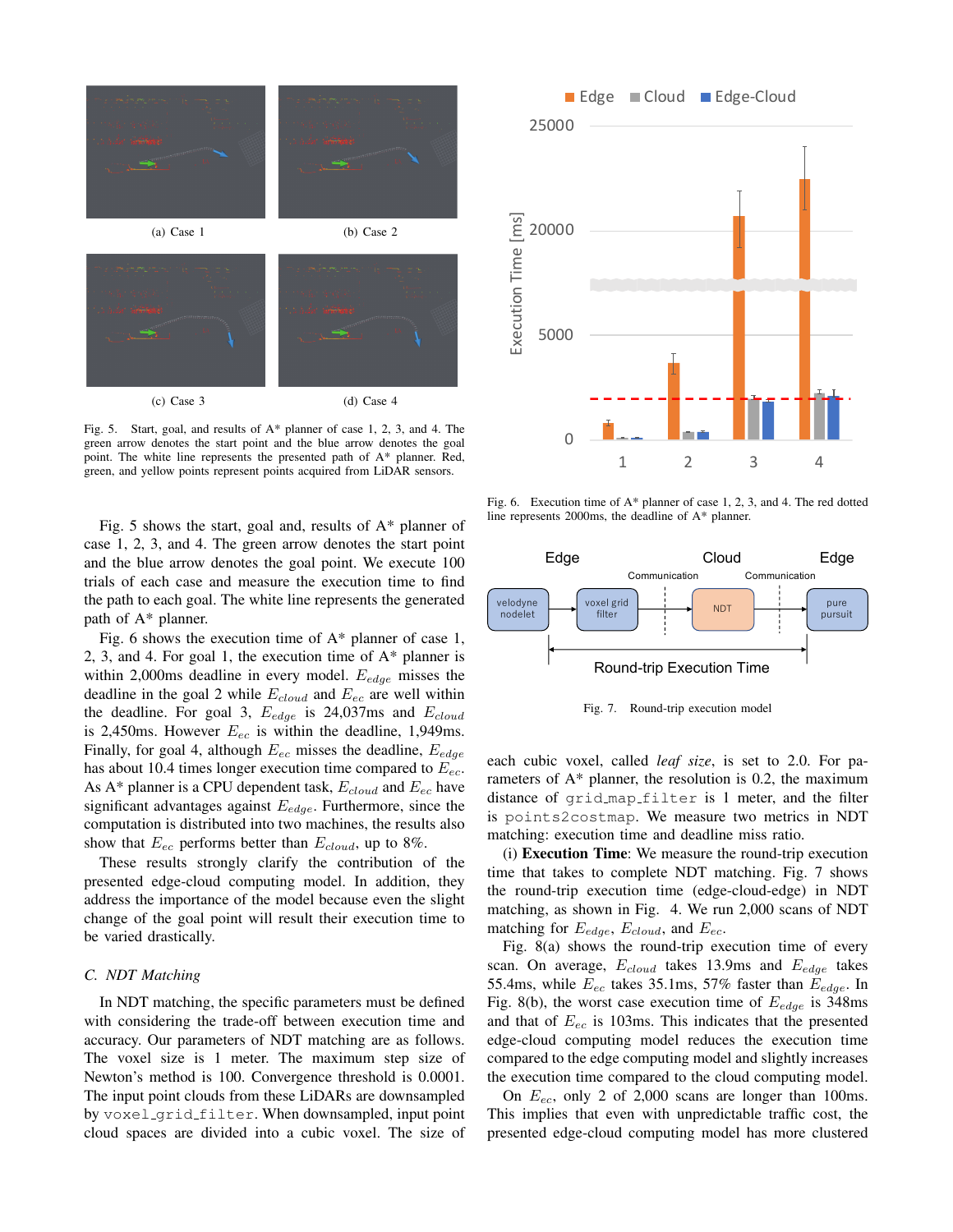(a) Case 1

(b) Case 2

(c) Case 3

(d) Case 4

Fig. 5. Start, goal, and results of A* planner of case 1, 2, 3, and 4. The green arrow denotes the start point and the blue arrow denotes the goal point. The white line represents the presented path of A* planner. Red, green, and yellow points represent points acquired from LiDAR sensors.

Fig. 5 shows the start, goal and, results of A* planner of case 1, 2, 3, and 4. The green arrow denotes the start point and the blue arrow denotes the goal point. We execute 100 trials of each case and measure the execution time to find the path to each goal. The white line represents the generated path of A* planner.

Fig. 6 shows the execution time of A* planner of case 1, 2, 3, and 4. For goal 1, the execution time of A* planner is within 2,000ms deadline in every model. $E_{edge}$ misses the deadline in the goal 2 while $E_{cloud}$ and $E_{ec}$ are well within the deadline. For goal 3, $E_{edge}$ is 24,037ms and $E_{cloud}$ is 2,450ms. However $E_{ec}$ is within the deadline, 1,949ms. Finally, for goal 4, although $E_{ec}$ misses the deadline, $E_{edge}$ has about 10.4 times longer execution time compared to $E_{ec}$. As A* planner is a CPU dependent task, $E_{cloud}$ and $E_{ec}$ have significant advantages against $E_{edge}$. Furthermore, since the computation is distributed into two machines, the results also show that $E_{ec}$ performs better than $E_{cloud}$, up to 8%.

These results strongly clarify the contribution of the presented edge-cloud computing model. In addition, they address the importance of the model because even the slight change of the goal point will result their execution time to be varied drastically.

### C. NDT Matching

In NDT matching, the specific parameters must be defined with considering the trade-off between execution time and accuracy. Our parameters of NDT matching are as follows. The voxel size is 1 meter. The maximum step size of Newton's method is 100. Convergence threshold is 0.0001. The input point clouds from these LiDARs are downsampled by `voxel_grid_filter`. When downsampled, input point cloud spaces are divided into a cubic voxel. The size of each cubic voxel, called *leaf size*, is set to 2.0. For parameters of A* planner, the resolution is 0.2, the maximum distance of `grid_map_filter` is 1 meter, and the filter is `points2costmap`. We measure two metrics in NDT matching: execution time and deadline miss ratio.

Fig. 6. Execution time of A* planner of case 1, 2, 3, and 4. The red dotted line represents 2000ms, the deadline of A* planner.

Fig. 7. Round-trip execution model

(i) **Execution Time**: We measure the round-trip execution time that takes to complete NDT matching. Fig. 7 shows the round-trip execution time (edge-cloud-edge) in NDT matching, as shown in Fig. 4. We run 2,000 scans of NDT matching for $E_{edge}$, $E_{cloud}$, and $E_{ec}$.

Fig. 8(a) shows the round-trip execution time of every scan. On average, $E_{cloud}$ takes 13.9ms and $E_{edge}$ takes 55.4ms, while $E_{ec}$ takes 35.1ms, 57% faster than $E_{edge}$. In Fig. 8(b), the worst case execution time of $E_{edge}$ is 348ms and that of $E_{ec}$ is 103ms. This indicates that the presented edge-cloud computing model reduces the execution time compared to the edge computing model and slightly increases the execution time compared to the cloud computing model.

On $E_{ec}$, only 2 of 2,000 scans are longer than 100ms. This implies that even with unpredictable traffic cost, the presented edge-cloud computing model has more clustered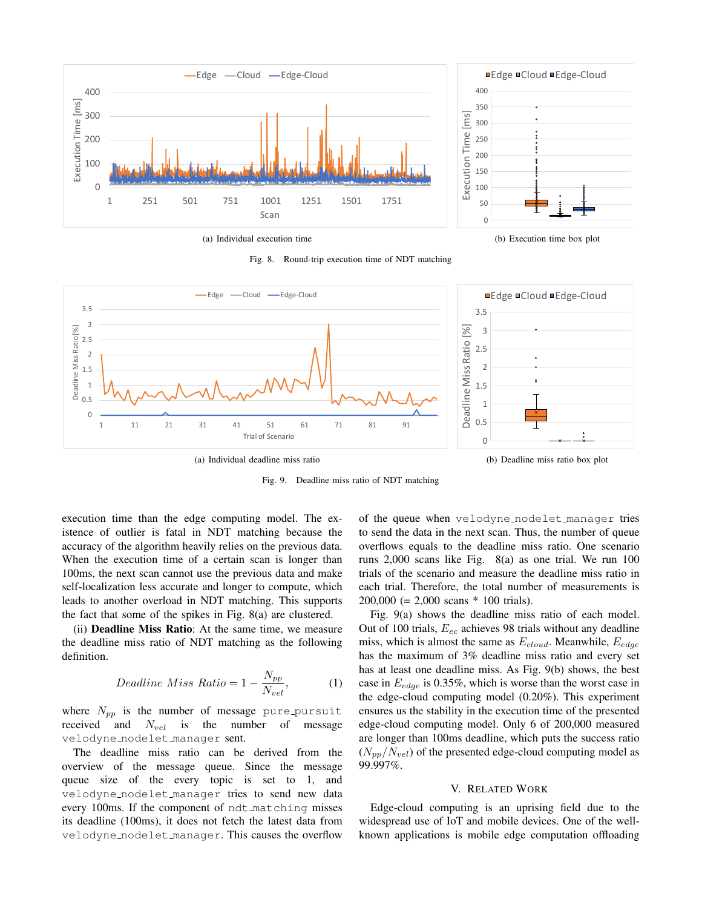(a) Individual execution time

(b) Execution time box plot

Fig. 8. Round-trip execution time of NDT matching

(a) Individual deadline miss ratio

(b) Deadline miss ratio box plot

Fig. 9. Deadline miss ratio of NDT matching

execution time than the edge computing model. The existence of outlier is fatal in NDT matching because the accuracy of the algorithm heavily relies on the previous data. When the execution time of a certain scan is longer than 100ms, the next scan cannot use the previous data and make self-localization less accurate and longer to compute, which leads to another overload in NDT matching. This supports the fact that some of the spikes in Fig. 8(a) are clustered.

(ii) **Deadline Miss Ratio**: At the same time, we measure the deadline miss ratio of NDT matching as the following definition.

$$Deadline\ Miss\ Ratio = 1 - \frac{N_{pp}}{N_{vel}}, \quad (1)$$

where $N_{pp}$ is the number of message `pure_pursuit` received and $N_{vel}$ is the number of message `velodyne_nodelet_manager` sent.

The deadline miss ratio can be derived from the overview of the message queue. Since the message queue size of the every topic is set to 1, and `velodyne_nodelet_manager` tries to send new data every 100ms. If the component of `ndt_matching` misses its deadline (100ms), it does not fetch the latest data from `velodyne_nodelet_manager`. This causes the overflow of the queue when `velodyne_nodelet_manager` tries to send the data in the next scan. Thus, the number of queue overflows equals to the deadline miss ratio. One scenario runs 2,000 scans like Fig. 8(a) as one trial. We run 100 trials of the scenario and measure the deadline miss ratio in each trial. Therefore, the total number of measurements is 200,000 (= 2,000 scans * 100 trials).

Fig. 9(a) shows the deadline miss ratio of each model. Out of 100 trials, $E_{ec}$ achieves 98 trials without any deadline miss, which is almost the same as $E_{cloud}$. Meanwhile, $E_{edge}$ has the maximum of 3% deadline miss ratio and every set has at least one deadline miss. As Fig. 9(b) shows, the best case in $E_{edge}$ is 0.35%, which is worse than the worst case in the edge-cloud computing model (0.20%). This experiment ensures us the stability in the execution time of the presented edge-cloud computing model. Only 6 of 200,000 measured are longer than 100ms deadline, which puts the success ratio ($N_{pp}/N_{vel}$) of the presented edge-cloud computing model as 99.997%.

## V. Related Work

Edge-cloud computing is an uprising field due to the widespread use of IoT and mobile devices. One of the well-known applications is mobile edge computation offloading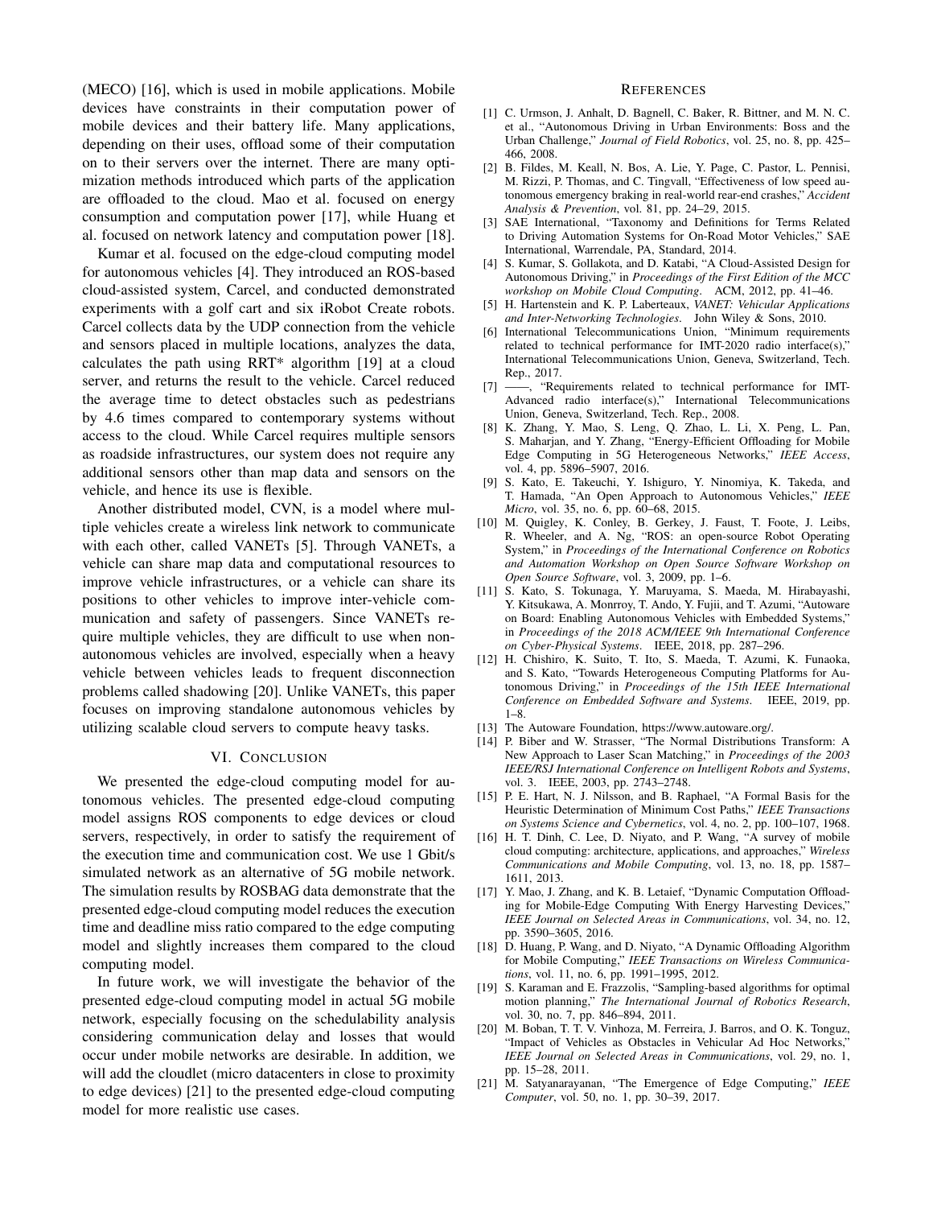(MECO) [16], which is used in mobile applications. Mobile devices have constraints in their computation power of mobile devices and their battery life. Many applications, depending on their uses, offload some of their computation on to their servers over the internet. There are many optimization methods introduced which parts of the application are offloaded to the cloud. Mao et al. focused on energy consumption and computation power [17], while Huang et al. focused on network latency and computation power [18].

Kumar et al. focused on the edge-cloud computing model for autonomous vehicles [4]. They introduced an ROS-based cloud-assisted system, Carcel, and conducted demonstrated experiments with a golf cart and six iRobot Create robots. Carcel collects data by the UDP connection from the vehicle and sensors placed in multiple locations, analyzes the data, calculates the path using RRT* algorithm [19] at a cloud server, and returns the result to the vehicle. Carcel reduced the average time to detect obstacles such as pedestrians by 4.6 times compared to contemporary systems without access to the cloud. While Carcel requires multiple sensors as roadside infrastructures, our system does not require any additional sensors other than map data and sensors on the vehicle, and hence its use is flexible.

Another distributed model, CVN, is a model where multiple vehicles create a wireless link network to communicate with each other, called VANETs [5]. Through VANETs, a vehicle can share map data and computational resources to improve vehicle infrastructures, or a vehicle can share its positions to other vehicles to improve inter-vehicle communication and safety of passengers. Since VANETs require multiple vehicles, they are difficult to use when non-autonomous vehicles are involved, especially when a heavy vehicle between vehicles leads to frequent disconnection problems called shadowing [20]. Unlike VANETs, this paper focuses on improving standalone autonomous vehicles by utilizing scalable cloud servers to compute heavy tasks.

## VI. Conclusion

We presented the edge-cloud computing model for autonomous vehicles. The presented edge-cloud computing model assigns ROS components to edge devices or cloud servers, respectively, in order to satisfy the requirement of the execution time and communication cost. We use 1 Gbit/s simulated network as an alternative of 5G mobile network. The simulation results by ROSBAG data demonstrate that the presented edge-cloud computing model reduces the execution time and deadline miss ratio compared to the edge computing model and slightly increases them compared to the cloud computing model.

In future work, we will investigate the behavior of the presented edge-cloud computing model in actual 5G mobile network, especially focusing on the schedulability analysis considering communication delay and losses that would occur under mobile networks are desirable. In addition, we will add the cloudlet (micro datacenters in close to proximity to edge devices) [21] to the presented edge-cloud computing model for more realistic use cases.

## References

[1] C. Urmson, J. Anhalt, D. Bagnell, C. Baker, R. Bittner, and M. N. C. et al., "Autonomous Driving in Urban Environments: Boss and the Urban Challenge," *Journal of Field Robotics*, vol. 25, no. 8, pp. 425–466, 2008.

[2] B. Fildes, M. Keall, N. Bos, A. Lie, Y. Page, C. Pastor, L. Pennisi, M. Rizzi, P. Thomas, and C. Tingvall, "Effectiveness of low speed autonomous emergency braking in real-world rear-end crashes," *Accident Analysis & Prevention*, vol. 81, pp. 24–29, 2015.

[3] SAE International, "Taxonomy and Definitions for Terms Related to Driving Automation Systems for On-Road Motor Vehicles," SAE International, Warrendale, PA, Standard, 2014.

[4] S. Kumar, S. Gollakota, and D. Katabi, "A Cloud-Assisted Design for Autonomous Driving," in *Proceedings of the First Edition of the MCC workshop on Mobile Cloud Computing*. ACM, 2012, pp. 41–46.

[5] H. Hartenstein and K. P. Laberteaux, *VANET: Vehicular Applications and Inter-Networking Technologies*. John Wiley & Sons, 2010.

[6] International Telecommunications Union, "Minimum requirements related to technical performance for IMT-2020 radio interface(s)," International Telecommunications Union, Geneva, Switzerland, Tech. Rep., 2017.

[7] ——, "Requirements related to technical performance for IMT-Advanced radio interface(s)," International Telecommunications Union, Geneva, Switzerland, Tech. Rep., 2008.

[8] K. Zhang, Y. Mao, S. Leng, Q. Zhao, L. Li, X. Peng, L. Pan, S. Maharjan, and Y. Zhang, "Energy-Efficient Offloading for Mobile Edge Computing in 5G Heterogeneous Networks," *IEEE Access*, vol. 4, pp. 5896–5907, 2016.

[9] S. Kato, E. Takeuchi, Y. Ishiguro, Y. Ninomiya, K. Takeda, and T. Hamada, "An Open Approach to Autonomous Vehicles," *IEEE Micro*, vol. 35, no. 6, pp. 60–68, 2015.

[10] M. Quigley, K. Conley, B. Gerkey, J. Faust, T. Foote, J. Leibs, R. Wheeler, and A. Ng, "ROS: an open-source Robot Operating System," in *Proceedings of the International Conference on Robotics and Automation Workshop on Open Source Software Workshop on Open Source Software*, vol. 3, 2009, pp. 1–6.

[11] S. Kato, S. Tokunaga, Y. Maruyama, S. Maeda, M. Hirabayashi, Y. Kitsukawa, A. Monrroy, T. Ando, Y. Fujii, and T. Azumi, "Autoware on Board: Enabling Autonomous Vehicles with Embedded Systems," in *Proceedings of the 2018 ACM/IEEE 9th International Conference on Cyber-Physical Systems*. IEEE, 2018, pp. 287–296.

[12] H. Chishiro, K. Suito, T. Ito, S. Maeda, T. Azumi, K. Funaoka, and S. Kato, "Towards Heterogeneous Computing Platforms for Autonomous Driving," in *Proceedings of the 15th IEEE International Conference on Embedded Software and Systems*. IEEE, 2019, pp. 1–8.

[13] The Autoware Foundation, https://www.autoware.org/.

[14] P. Biber and W. Strasser, "The Normal Distributions Transform: A New Approach to Laser Scan Matching," in *Proceedings of the 2003 IEEE/RSJ International Conference on Intelligent Robots and Systems*, vol. 3. IEEE, 2003, pp. 2743–2748.

[15] P. E. Hart, N. J. Nilsson, and B. Raphael, "A Formal Basis for the Heuristic Determination of Minimum Cost Paths," *IEEE Transactions on Systems Science and Cybernetics*, vol. 4, no. 2, pp. 100–107, 1968.

[16] H. T. Dinh, C. Lee, D. Niyato, and P. Wang, "A survey of mobile cloud computing: architecture, applications, and approaches," *Wireless Communications and Mobile Computing*, vol. 13, no. 18, pp. 1587–1611, 2013.

[17] Y. Mao, J. Zhang, and K. B. Letaief, "Dynamic Computation Offloading for Mobile-Edge Computing With Energy Harvesting Devices," *IEEE Journal on Selected Areas in Communications*, vol. 34, no. 12, pp. 3590–3605, 2016.

[18] D. Huang, P. Wang, and D. Niyato, "A Dynamic Offloading Algorithm for Mobile Computing," *IEEE Transactions on Wireless Communications*, vol. 11, no. 6, pp. 1991–1995, 2012.

[19] S. Karaman and E. Frazzolis, "Sampling-based algorithms for optimal motion planning," *The International Journal of Robotics Research*, vol. 30, no. 7, pp. 846–894, 2011.

[20] M. Boban, T. T. V. Vinhoza, M. Ferreira, J. Barros, and O. K. Tonguz, "Impact of Vehicles as Obstacles in Vehicular Ad Hoc Networks," *IEEE Journal on Selected Areas in Communications*, vol. 29, no. 1, pp. 15–28, 2011.

[21] M. Satyanarayanan, "The Emergence of Edge Computing," *IEEE Computer*, vol. 50, no. 1, pp. 30–39, 2017.